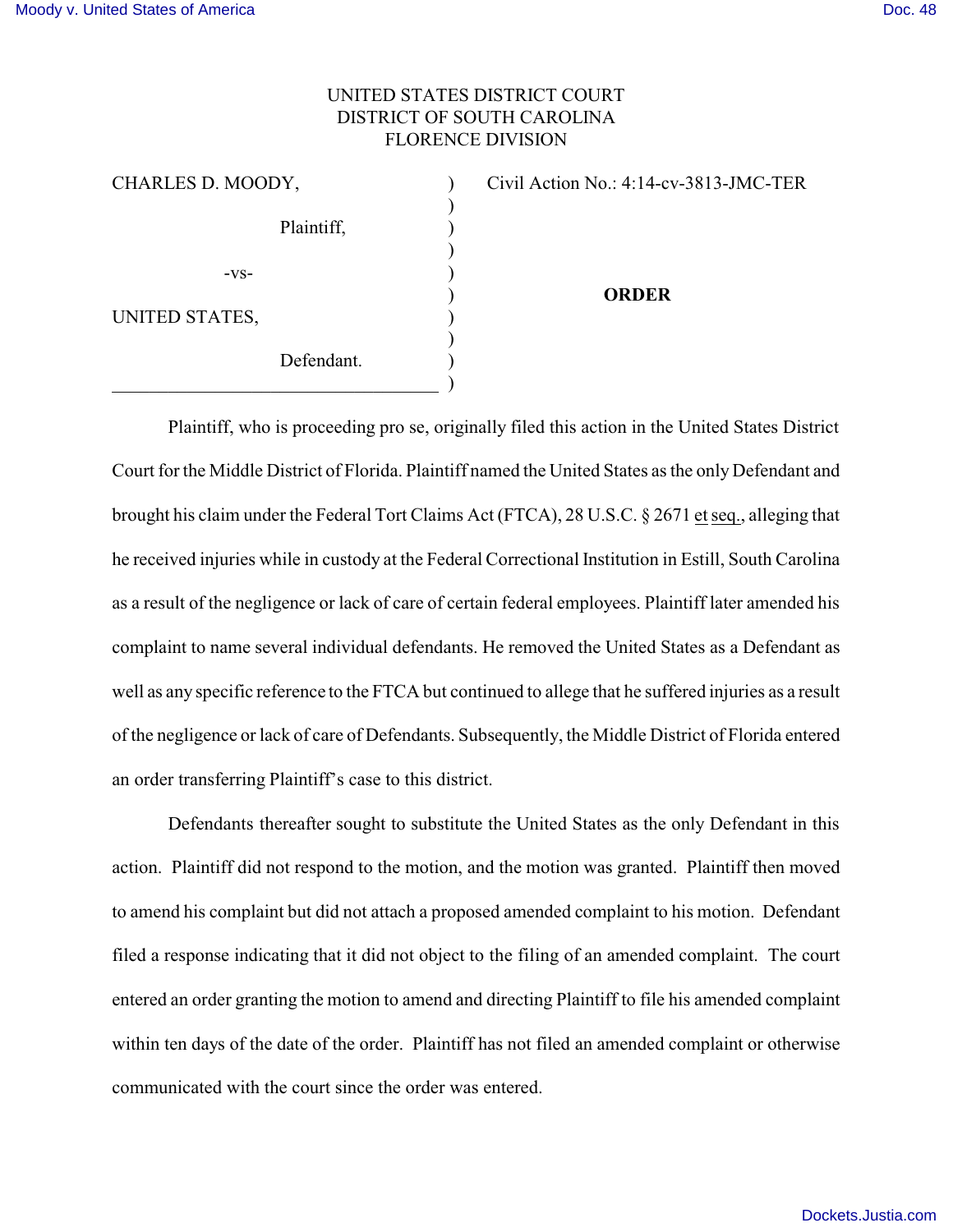UNITED STATES DISTRICT COURT
DISTRICT OF SOUTH CAROLINA
FLORENCE DIVISION

| | |
|---|---|
| CHARLES D. MOODY,<br><br>Plaintiff,<br><br>-vs-<br><br>UNITED STATES,<br><br>Defendant. | Civil Action No.: 4:14-cv-3813-JMC-TER<br><br><br><br>**ORDER** |

Plaintiff, who is proceeding pro se, originally filed this action in the United States District Court for the Middle District of Florida. Plaintiff named the United States as the only Defendant and brought his claim under the Federal Tort Claims Act (FTCA), 28 U.S.C. § 2671 et seq., alleging that he received injuries while in custody at the Federal Correctional Institution in Estill, South Carolina as a result of the negligence or lack of care of certain federal employees. Plaintiff later amended his complaint to name several individual defendants. He removed the United States as a Defendant as well as any specific reference to the FTCA but continued to allege that he suffered injuries as a result of the negligence or lack of care of Defendants. Subsequently, the Middle District of Florida entered an order transferring Plaintiff's case to this district.

Defendants thereafter sought to substitute the United States as the only Defendant in this action. Plaintiff did not respond to the motion, and the motion was granted. Plaintiff then moved to amend his complaint but did not attach a proposed amended complaint to his motion. Defendant filed a response indicating that it did not object to the filing of an amended complaint. The court entered an order granting the motion to amend and directing Plaintiff to file his amended complaint within ten days of the date of the order. Plaintiff has not filed an amended complaint or otherwise communicated with the court since the order was entered.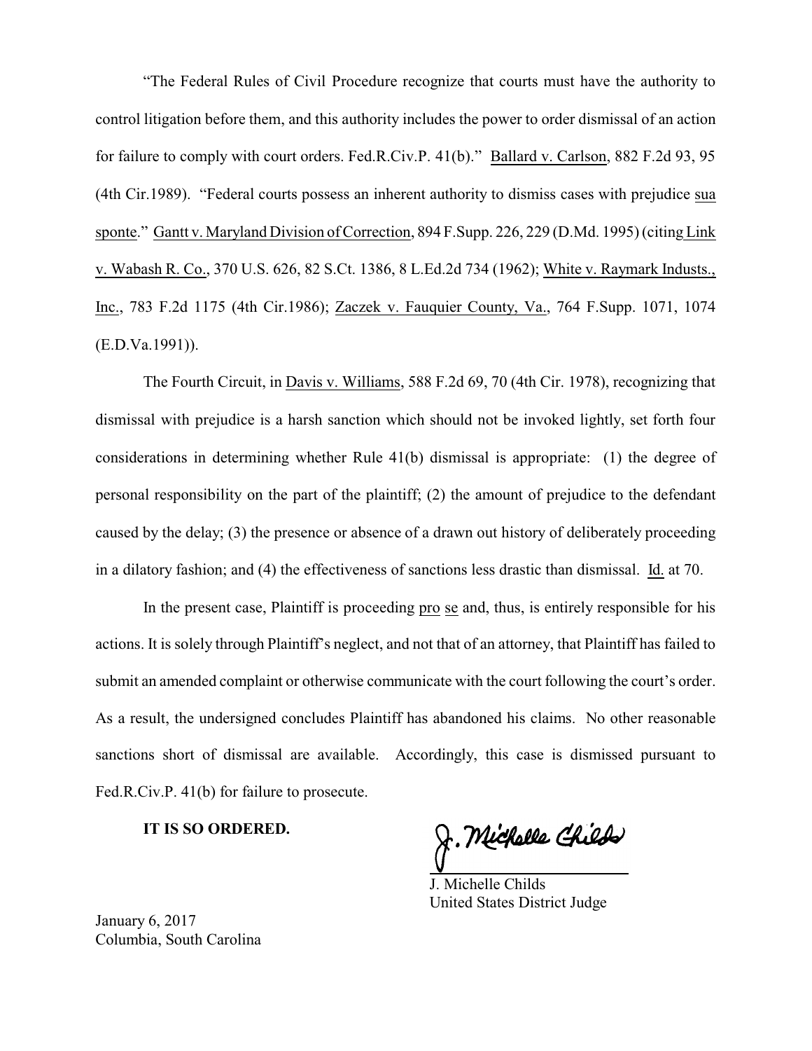"The Federal Rules of Civil Procedure recognize that courts must have the authority to control litigation before them, and this authority includes the power to order dismissal of an action for failure to comply with court orders. Fed.R.Civ.P. 41(b)." Ballard v. Carlson, 882 F.2d 93, 95 (4th Cir.1989). "Federal courts possess an inherent authority to dismiss cases with prejudice sua sponte." Gantt v. Maryland Division of Correction, 894 F.Supp. 226, 229 (D.Md. 1995) (citing Link v. Wabash R. Co., 370 U.S. 626, 82 S.Ct. 1386, 8 L.Ed.2d 734 (1962); White v. Raymark Industs., Inc., 783 F.2d 1175 (4th Cir.1986); Zaczek v. Fauquier County, Va., 764 F.Supp. 1071, 1074 (E.D.Va.1991)).

The Fourth Circuit, in Davis v. Williams, 588 F.2d 69, 70 (4th Cir. 1978), recognizing that dismissal with prejudice is a harsh sanction which should not be invoked lightly, set forth four considerations in determining whether Rule 41(b) dismissal is appropriate: (1) the degree of personal responsibility on the part of the plaintiff; (2) the amount of prejudice to the defendant caused by the delay; (3) the presence or absence of a drawn out history of deliberately proceeding in a dilatory fashion; and (4) the effectiveness of sanctions less drastic than dismissal. Id. at 70.

In the present case, Plaintiff is proceeding pro se and, thus, is entirely responsible for his actions. It is solely through Plaintiff's neglect, and not that of an attorney, that Plaintiff has failed to submit an amended complaint or otherwise communicate with the court following the court's order. As a result, the undersigned concludes Plaintiff has abandoned his claims. No other reasonable sanctions short of dismissal are available. Accordingly, this case is dismissed pursuant to Fed.R.Civ.P. 41(b) for failure to prosecute.

**IT IS SO ORDERED.**

J. Michelle Childs
United States District Judge

January 6, 2017
Columbia, South Carolina